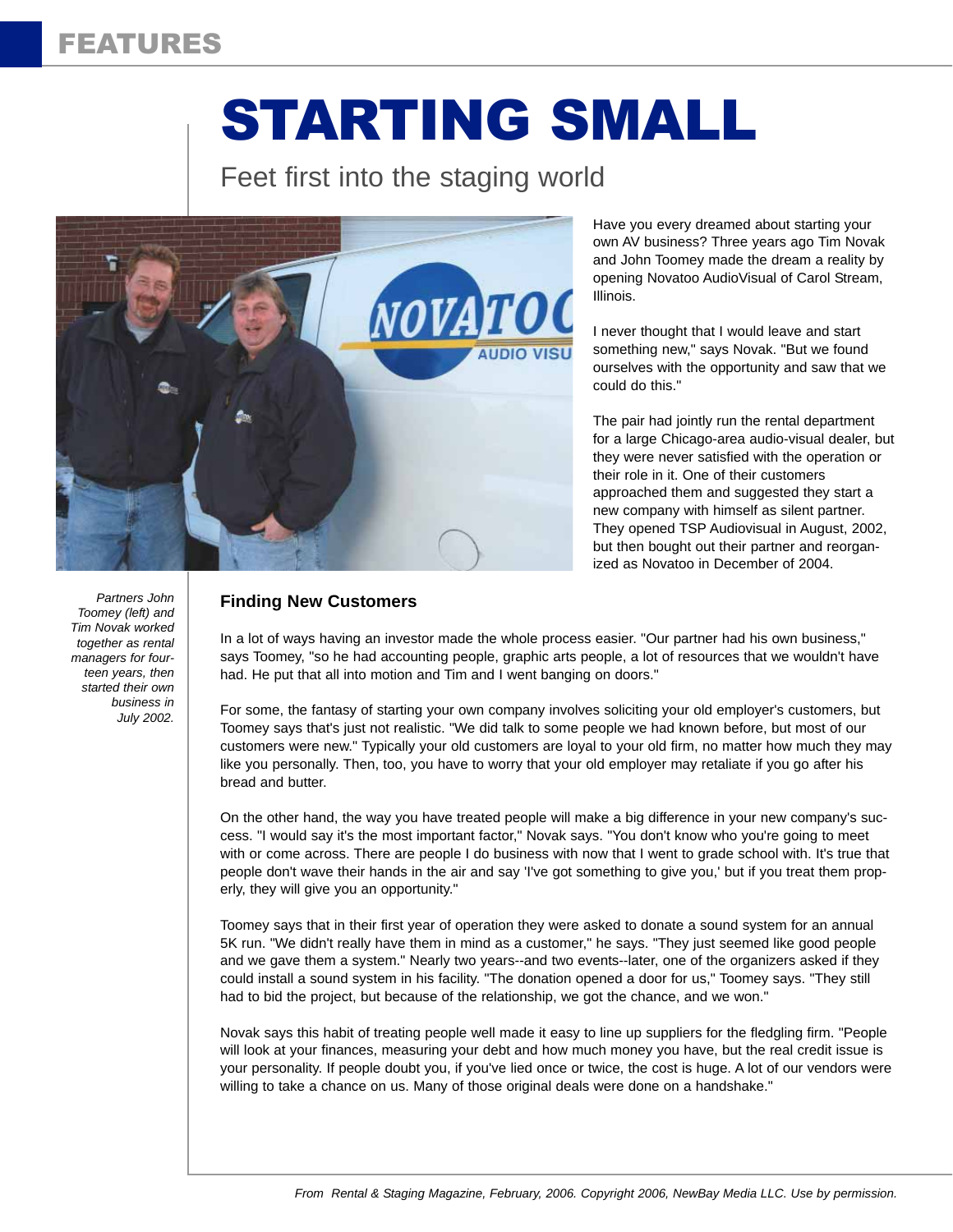FEATURES

# STARTING SMALL

## Feet first into the staging world

Have you every dreamed about starting your own AV business? Three years ago Tim Novak and John Toomey made the dream a reality by opening Novatoo AudioVisual of Carol Stream, Illinois.

I never thought that I would leave and start something new," says Novak. "But we found ourselves with the opportunity and saw that we could do this."

The pair had jointly run the rental department for a large Chicago-area audio-visual dealer, but they were never satisfied with the operation or their role in it. One of their customers approached them and suggested they start a new company with himself as silent partner. They opened TSP Audiovisual in August, 2002, but then bought out their partner and reorganized as Novatoo in December of 2004.

*Partners John Toomey (left) and Tim Novak worked together as rental managers for fourteen years, then started their own business in July 2002.*

### Finding New Customers

In a lot of ways having an investor made the whole process easier. "Our partner had his own business," says Toomey, "so he had accounting people, graphic arts people, a lot of resources that we wouldn't have had. He put that all into motion and Tim and I went banging on doors."

For some, the fantasy of starting your own company involves soliciting your old employer's customers, but Toomey says that's just not realistic. "We did talk to some people we had known before, but most of our customers were new." Typically your old customers are loyal to your old firm, no matter how much they may like you personally. Then, too, you have to worry that your old employer may retaliate if you go after his bread and butter.

On the other hand, the way you have treated people will make a big difference in your new company's success. "I would say it's the most important factor," Novak says. "You don't know who you're going to meet with or come across. There are people I do business with now that I went to grade school with. It's true that people don't wave their hands in the air and say 'I've got something to give you,' but if you treat them properly, they will give you an opportunity."

Toomey says that in their first year of operation they were asked to donate a sound system for an annual 5K run. "We didn't really have them in mind as a customer," he says. "They just seemed like good people and we gave them a system." Nearly two years--and two events--later, one of the organizers asked if they could install a sound system in his facility. "The donation opened a door for us," Toomey says. "They still had to bid the project, but because of the relationship, we got the chance, and we won."

Novak says this habit of treating people well made it easy to line up suppliers for the fledgling firm. "People will look at your finances, measuring your debt and how much money you have, but the real credit issue is your personality. If people doubt you, if you've lied once or twice, the cost is huge. A lot of our vendors were willing to take a chance on us. Many of those original deals were done on a handshake."

*From Rental & Staging Magazine, February, 2006. Copyright 2006, NewBay Media LLC. Use by permission.*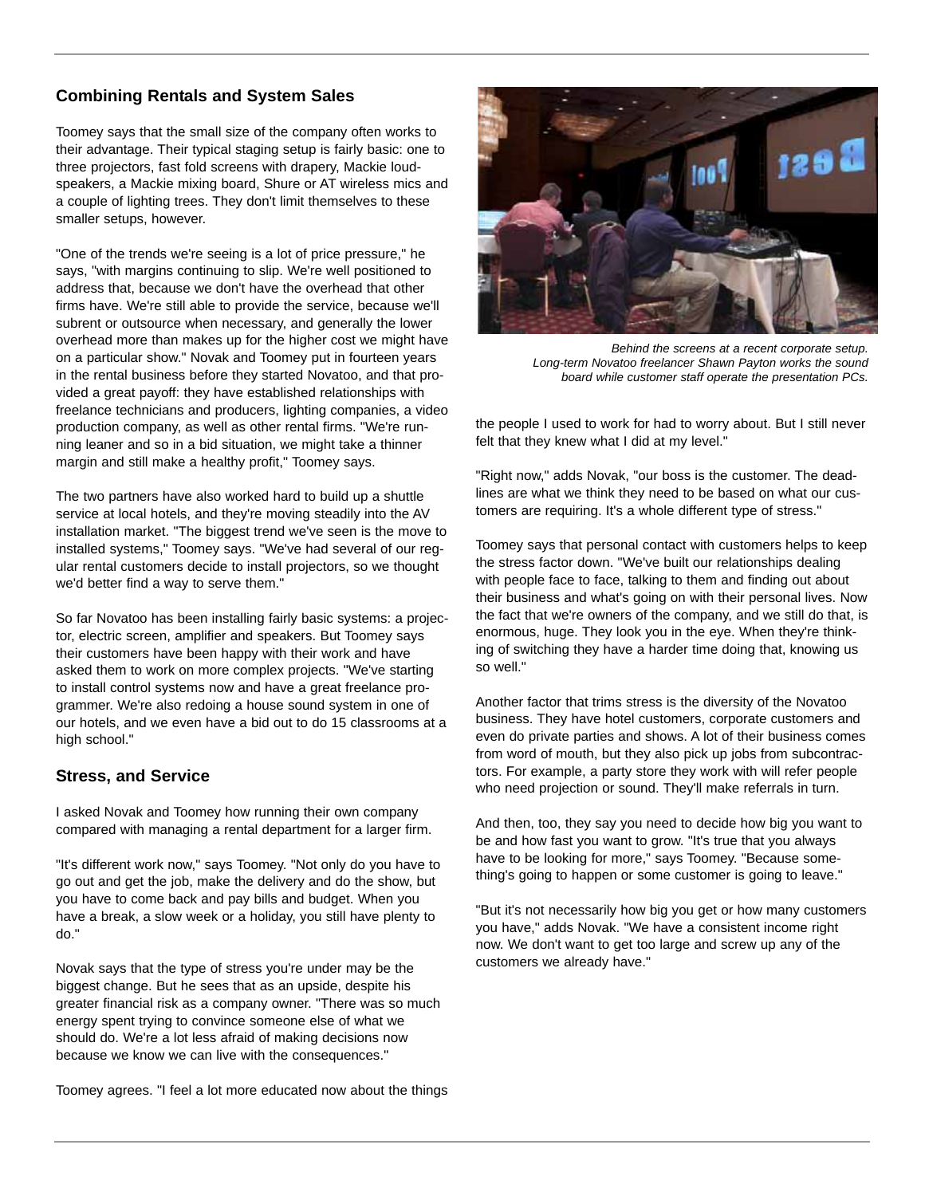## Combining Rentals and System Sales

Toomey says that the small size of the company often works to their advantage. Their typical staging setup is fairly basic: one to three projectors, fast fold screens with drapery, Mackie loudspeakers, a Mackie mixing board, Shure or AT wireless mics and a couple of lighting trees. They don't limit themselves to these smaller setups, however.

"One of the trends we're seeing is a lot of price pressure," he says, "with margins continuing to slip. We're well positioned to address that, because we don't have the overhead that other firms have. We're still able to provide the service, because we'll subrent or outsource when necessary, and generally the lower overhead more than makes up for the higher cost we might have on a particular show." Novak and Toomey put in fourteen years in the rental business before they started Novatoo, and that provided a great payoff: they have established relationships with freelance technicians and producers, lighting companies, a video production company, as well as other rental firms. "We're running leaner and so in a bid situation, we might take a thinner margin and still make a healthy profit," Toomey says.

The two partners have also worked hard to build up a shuttle service at local hotels, and they're moving steadily into the AV installation market. "The biggest trend we've seen is the move to installed systems," Toomey says. "We've had several of our regular rental customers decide to install projectors, so we thought we'd better find a way to serve them."

So far Novatoo has been installing fairly basic systems: a projector, electric screen, amplifier and speakers. But Toomey says their customers have been happy with their work and have asked them to work on more complex projects. "We've starting to install control systems now and have a great freelance programmer. We're also redoing a house sound system in one of our hotels, and we even have a bid out to do 15 classrooms at a high school."

## Stress, and Service

I asked Novak and Toomey how running their own company compared with managing a rental department for a larger firm.

"It's different work now," says Toomey. "Not only do you have to go out and get the job, make the delivery and do the show, but you have to come back and pay bills and budget. When you have a break, a slow week or a holiday, you still have plenty to do."

Novak says that the type of stress you're under may be the biggest change. But he sees that as an upside, despite his greater financial risk as a company owner. "There was so much energy spent trying to convince someone else of what we should do. We're a lot less afraid of making decisions now because we know we can live with the consequences."

Toomey agrees. "I feel a lot more educated now about the things the people I used to work for had to worry about. But I still never felt that they knew what I did at my level."

*Behind the screens at a recent corporate setup. Long-term Novatoo freelancer Shawn Payton works the sound board while customer staff operate the presentation PCs.*

"Right now," adds Novak, "our boss is the customer. The deadlines are what we think they need to be based on what our customers are requiring. It's a whole different type of stress."

Toomey says that personal contact with customers helps to keep the stress factor down. "We've built our relationships dealing with people face to face, talking to them and finding out about their business and what's going on with their personal lives. Now the fact that we're owners of the company, and we still do that, is enormous, huge. They look you in the eye. When they're thinking of switching they have a harder time doing that, knowing us so well."

Another factor that trims stress is the diversity of the Novatoo business. They have hotel customers, corporate customers and even do private parties and shows. A lot of their business comes from word of mouth, but they also pick up jobs from subcontractors. For example, a party store they work with will refer people who need projection or sound. They'll make referrals in turn.

And then, too, they say you need to decide how big you want to be and how fast you want to grow. "It's true that you always have to be looking for more," says Toomey. "Because something's going to happen or some customer is going to leave."

"But it's not necessarily how big you get or how many customers you have," adds Novak. "We have a consistent income right now. We don't want to get too large and screw up any of the customers we already have."